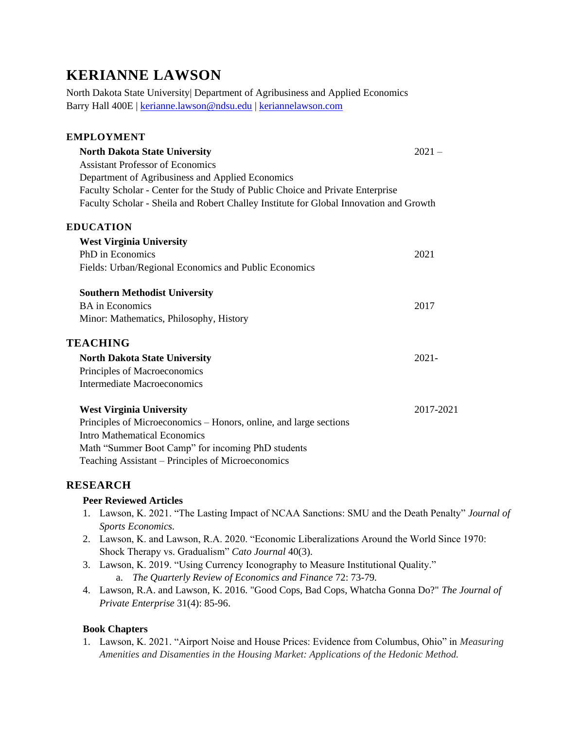# KERIANNE LAWSON

North Dakota State University| Department of Agribusiness and Applied Economics
Barry Hall 400E | kerianne.lawson@ndsu.edu | keriannelawson.com

## EMPLOYMENT

**North Dakota State University** 2021 –
Assistant Professor of Economics
Department of Agribusiness and Applied Economics
Faculty Scholar - Center for the Study of Public Choice and Private Enterprise
Faculty Scholar - Sheila and Robert Challey Institute for Global Innovation and Growth

## EDUCATION

**West Virginia University**
PhD in Economics 2021
Fields: Urban/Regional Economics and Public Economics

**Southern Methodist University**
BA in Economics 2017
Minor: Mathematics, Philosophy, History

## TEACHING

**North Dakota State University** 2021-
Principles of Macroeconomics
Intermediate Macroeconomics

**West Virginia University** 2017-2021
Principles of Microeconomics – Honors, online, and large sections
Intro Mathematical Economics
Math "Summer Boot Camp" for incoming PhD students
Teaching Assistant – Principles of Microeconomics

## RESEARCH

### Peer Reviewed Articles

1. Lawson, K. 2021. "The Lasting Impact of NCAA Sanctions: SMU and the Death Penalty" *Journal of Sports Economics.*
2. Lawson, K. and Lawson, R.A. 2020. "Economic Liberalizations Around the World Since 1970: Shock Therapy vs. Gradualism" *Cato Journal* 40(3).
3. Lawson, K. 2019. "Using Currency Iconography to Measure Institutional Quality."
   a. *The Quarterly Review of Economics and Finance* 72: 73-79.
4. Lawson, R.A. and Lawson, K. 2016. "Good Cops, Bad Cops, Whatcha Gonna Do?" *The Journal of Private Enterprise* 31(4): 85-96.

### Book Chapters

1. Lawson, K. 2021. "Airport Noise and House Prices: Evidence from Columbus, Ohio" in *Measuring Amenities and Disamenties in the Housing Market: Applications of the Hedonic Method.*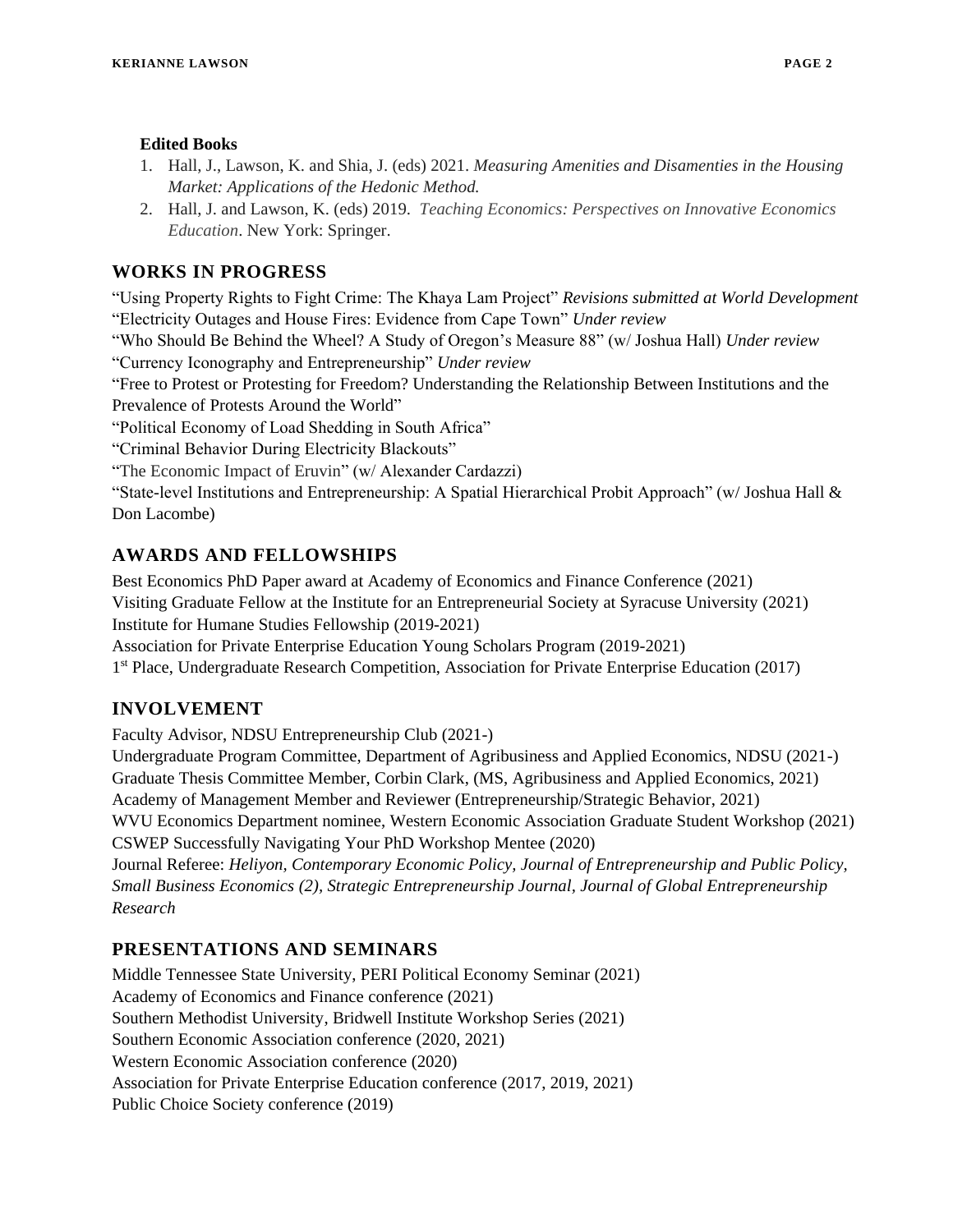**Edited Books**

1. Hall, J., Lawson, K. and Shia, J. (eds) 2021. *Measuring Amenities and Disamenties in the Housing Market: Applications of the Hedonic Method.*
2. Hall, J. and Lawson, K. (eds) 2019. *Teaching Economics: Perspectives on Innovative Economics Education*. New York: Springer.

## WORKS IN PROGRESS

"Using Property Rights to Fight Crime: The Khaya Lam Project" *Revisions submitted at World Development*
"Electricity Outages and House Fires: Evidence from Cape Town" *Under review*
"Who Should Be Behind the Wheel? A Study of Oregon's Measure 88" (w/ Joshua Hall) *Under review*
"Currency Iconography and Entrepreneurship" *Under review*
"Free to Protest or Protesting for Freedom? Understanding the Relationship Between Institutions and the Prevalence of Protests Around the World"
"Political Economy of Load Shedding in South Africa"
"Criminal Behavior During Electricity Blackouts"
"The Economic Impact of Eruvin" (w/ Alexander Cardazzi)
"State-level Institutions and Entrepreneurship: A Spatial Hierarchical Probit Approach" (w/ Joshua Hall & Don Lacombe)

## AWARDS AND FELLOWSHIPS

Best Economics PhD Paper award at Academy of Economics and Finance Conference (2021)
Visiting Graduate Fellow at the Institute for an Entrepreneurial Society at Syracuse University (2021)
Institute for Humane Studies Fellowship (2019-2021)
Association for Private Enterprise Education Young Scholars Program (2019-2021)
1st Place, Undergraduate Research Competition, Association for Private Enterprise Education (2017)

## INVOLVEMENT

Faculty Advisor, NDSU Entrepreneurship Club (2021-)
Undergraduate Program Committee, Department of Agribusiness and Applied Economics, NDSU (2021-)
Graduate Thesis Committee Member, Corbin Clark, (MS, Agribusiness and Applied Economics, 2021)
Academy of Management Member and Reviewer (Entrepreneurship/Strategic Behavior, 2021)
WVU Economics Department nominee, Western Economic Association Graduate Student Workshop (2021)
CSWEP Successfully Navigating Your PhD Workshop Mentee (2020)
Journal Referee: *Heliyon, Contemporary Economic Policy, Journal of Entrepreneurship and Public Policy, Small Business Economics (2), Strategic Entrepreneurship Journal, Journal of Global Entrepreneurship Research*

## PRESENTATIONS AND SEMINARS

Middle Tennessee State University, PERI Political Economy Seminar (2021)
Academy of Economics and Finance conference (2021)
Southern Methodist University, Bridwell Institute Workshop Series (2021)
Southern Economic Association conference (2020, 2021)
Western Economic Association conference (2020)
Association for Private Enterprise Education conference (2017, 2019, 2021)
Public Choice Society conference (2019)